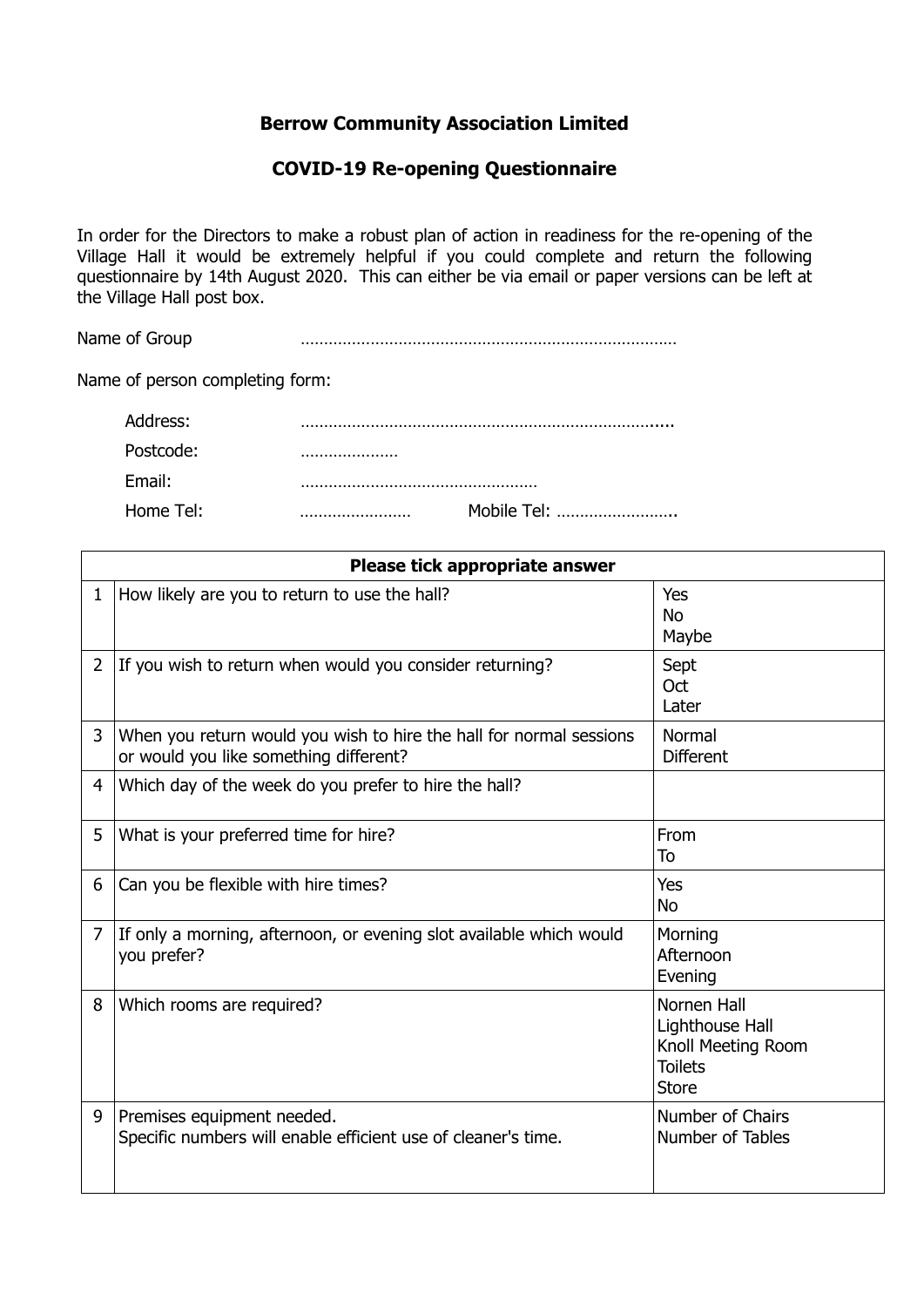# Berrow Community Association Limited

## COVID-19 Re-opening Questionnaire

In order for the Directors to make a robust plan of action in readiness for the re-opening of the Village Hall it would be extremely helpful if you could complete and return the following questionnaire by 14th August 2020. This can either be via email or paper versions can be left at the Village Hall post box.

Name of Group ………………………………………………………………………

Name of person completing form:

Address: ……………………………………………………………………......

Postcode: …………………

Email: ……………………………………………

Home Tel: …………………… Mobile Tel: ……………………..

| Please tick appropriate answer | | |
|---|---|---|
| 1 | How likely are you to return to use the hall? | Yes<br>No<br>Maybe |
| 2 | If you wish to return when would you consider returning? | Sept<br>Oct<br>Later |
| 3 | When you return would you wish to hire the hall for normal sessions or would you like something different? | Normal<br>Different |
| 4 | Which day of the week do you prefer to hire the hall? | |
| 5 | What is your preferred time for hire? | From<br>To |
| 6 | Can you be flexible with hire times? | Yes<br>No |
| 7 | If only a morning, afternoon, or evening slot available which would you prefer? | Morning<br>Afternoon<br>Evening |
| 8 | Which rooms are required? | Nornen Hall<br>Lighthouse Hall<br>Knoll Meeting Room<br>Toilets<br>Store |
| 9 | Premises equipment needed.<br>Specific numbers will enable efficient use of cleaner's time. | Number of Chairs<br>Number of Tables |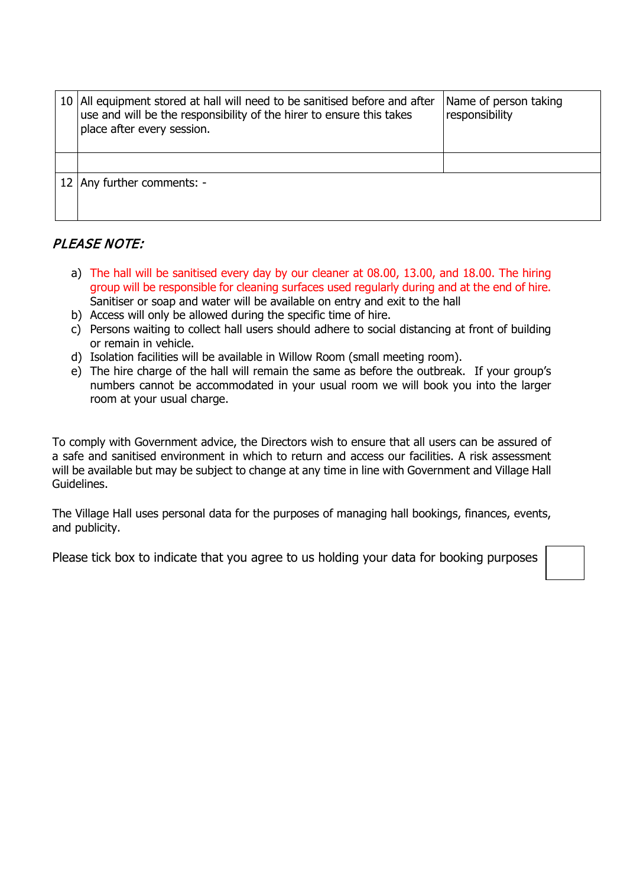| | | |
|---|---|---|
| 10 | All equipment stored at hall will need to be sanitised before and after use and will be the responsibility of the hirer to ensure this takes place after every session. | Name of person taking responsibility |
| | | |
| 12 | Any further comments: - | |

***PLEASE NOTE:***

a) The hall will be sanitised every day by our cleaner at 08.00, 13.00, and 18.00. The hiring group will be responsible for cleaning surfaces used regularly during and at the end of hire. Sanitiser or soap and water will be available on entry and exit to the hall
b) Access will only be allowed during the specific time of hire.
c) Persons waiting to collect hall users should adhere to social distancing at front of building or remain in vehicle.
d) Isolation facilities will be available in Willow Room (small meeting room).
e) The hire charge of the hall will remain the same as before the outbreak. If your group's numbers cannot be accommodated in your usual room we will book you into the larger room at your usual charge.

To comply with Government advice, the Directors wish to ensure that all users can be assured of a safe and sanitised environment in which to return and access our facilities. A risk assessment will be available but may be subject to change at any time in line with Government and Village Hall Guidelines.

The Village Hall uses personal data for the purposes of managing hall bookings, finances, events, and publicity.

Please tick box to indicate that you agree to us holding your data for booking purposes ☐